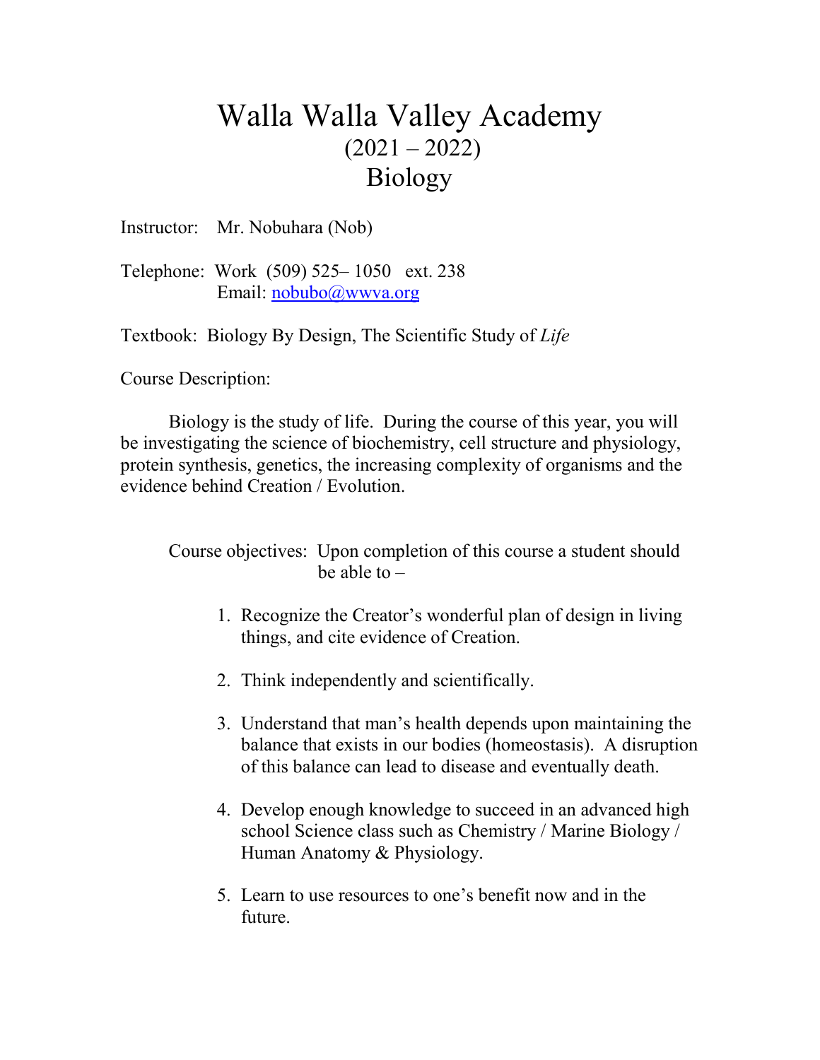# Walla Walla Valley Academy
## (2021 – 2022)
## Biology

Instructor: Mr. Nobuhara (Nob)

Telephone: Work (509) 525– 1050 ext. 238
Email: nobubo@wwva.org

Textbook: Biology By Design, The Scientific Study of *Life*

Course Description:

Biology is the study of life. During the course of this year, you will be investigating the science of biochemistry, cell structure and physiology, protein synthesis, genetics, the increasing complexity of organisms and the evidence behind Creation / Evolution.

Course objectives: Upon completion of this course a student should be able to –

1. Recognize the Creator's wonderful plan of design in living things, and cite evidence of Creation.
2. Think independently and scientifically.
3. Understand that man's health depends upon maintaining the balance that exists in our bodies (homeostasis). A disruption of this balance can lead to disease and eventually death.
4. Develop enough knowledge to succeed in an advanced high school Science class such as Chemistry / Marine Biology / Human Anatomy & Physiology.
5. Learn to use resources to one's benefit now and in the future.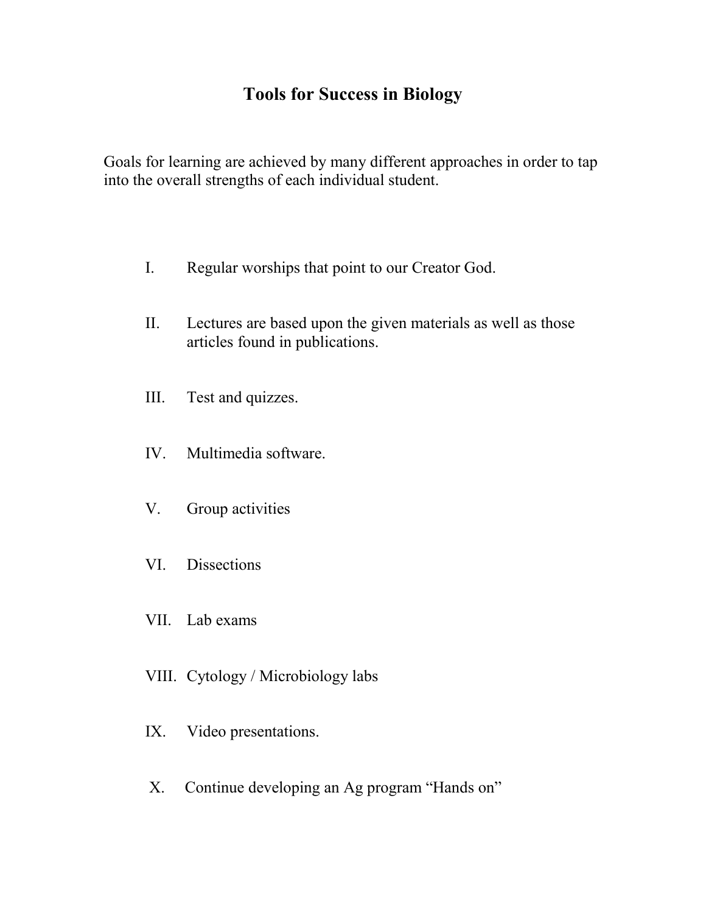# Tools for Success in Biology

Goals for learning are achieved by many different approaches in order to tap into the overall strengths of each individual student.

I. Regular worships that point to our Creator God.

II. Lectures are based upon the given materials as well as those articles found in publications.

III. Test and quizzes.

IV. Multimedia software.

V. Group activities

VI. Dissections

VII. Lab exams

VIII. Cytology / Microbiology labs

IX. Video presentations.

X. Continue developing an Ag program "Hands on"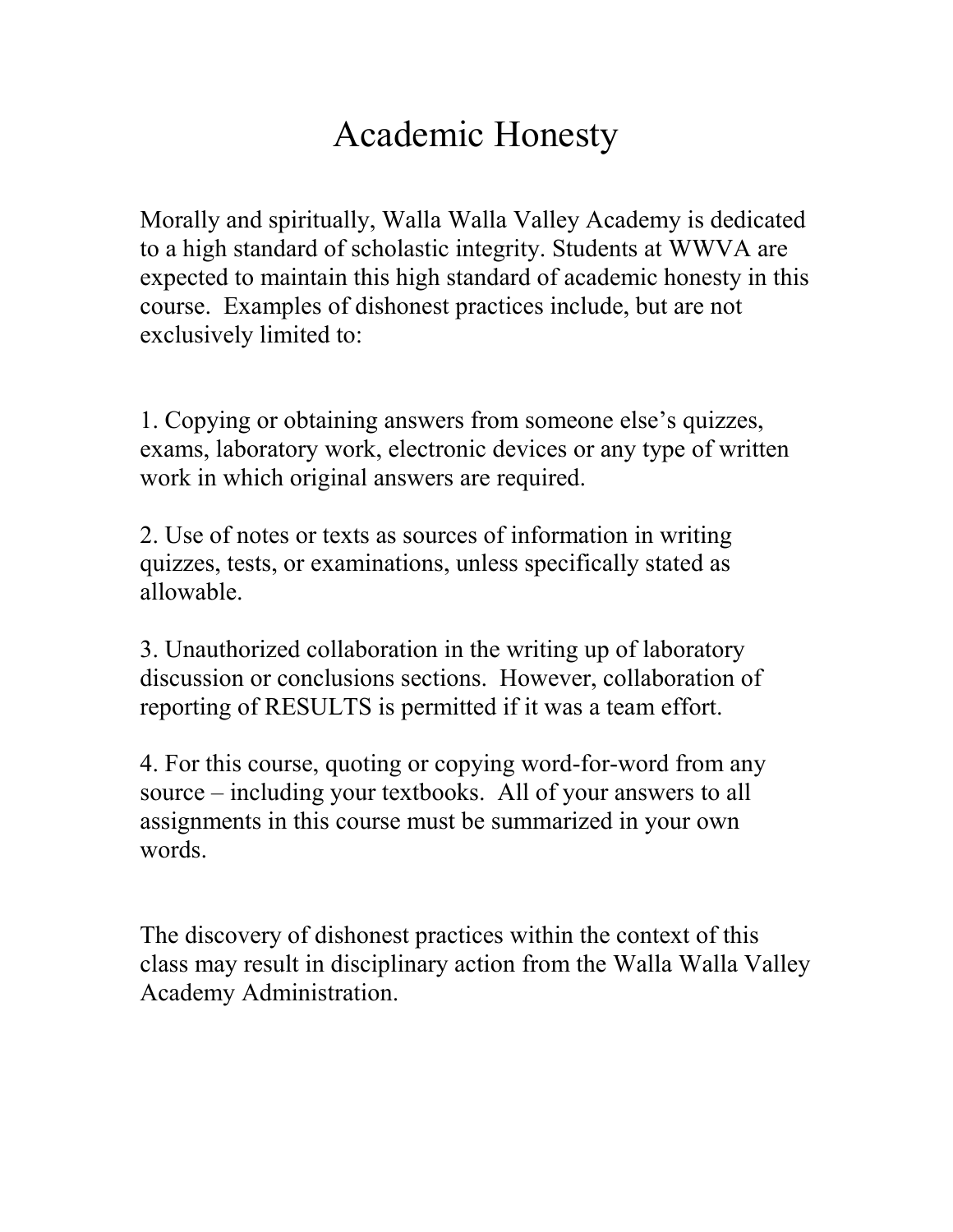# Academic Honesty

Morally and spiritually, Walla Walla Valley Academy is dedicated to a high standard of scholastic integrity. Students at WWVA are expected to maintain this high standard of academic honesty in this course. Examples of dishonest practices include, but are not exclusively limited to:

1. Copying or obtaining answers from someone else's quizzes, exams, laboratory work, electronic devices or any type of written work in which original answers are required.

2. Use of notes or texts as sources of information in writing quizzes, tests, or examinations, unless specifically stated as allowable.

3. Unauthorized collaboration in the writing up of laboratory discussion or conclusions sections. However, collaboration of reporting of RESULTS is permitted if it was a team effort.

4. For this course, quoting or copying word-for-word from any source – including your textbooks. All of your answers to all assignments in this course must be summarized in your own words.

The discovery of dishonest practices within the context of this class may result in disciplinary action from the Walla Walla Valley Academy Administration.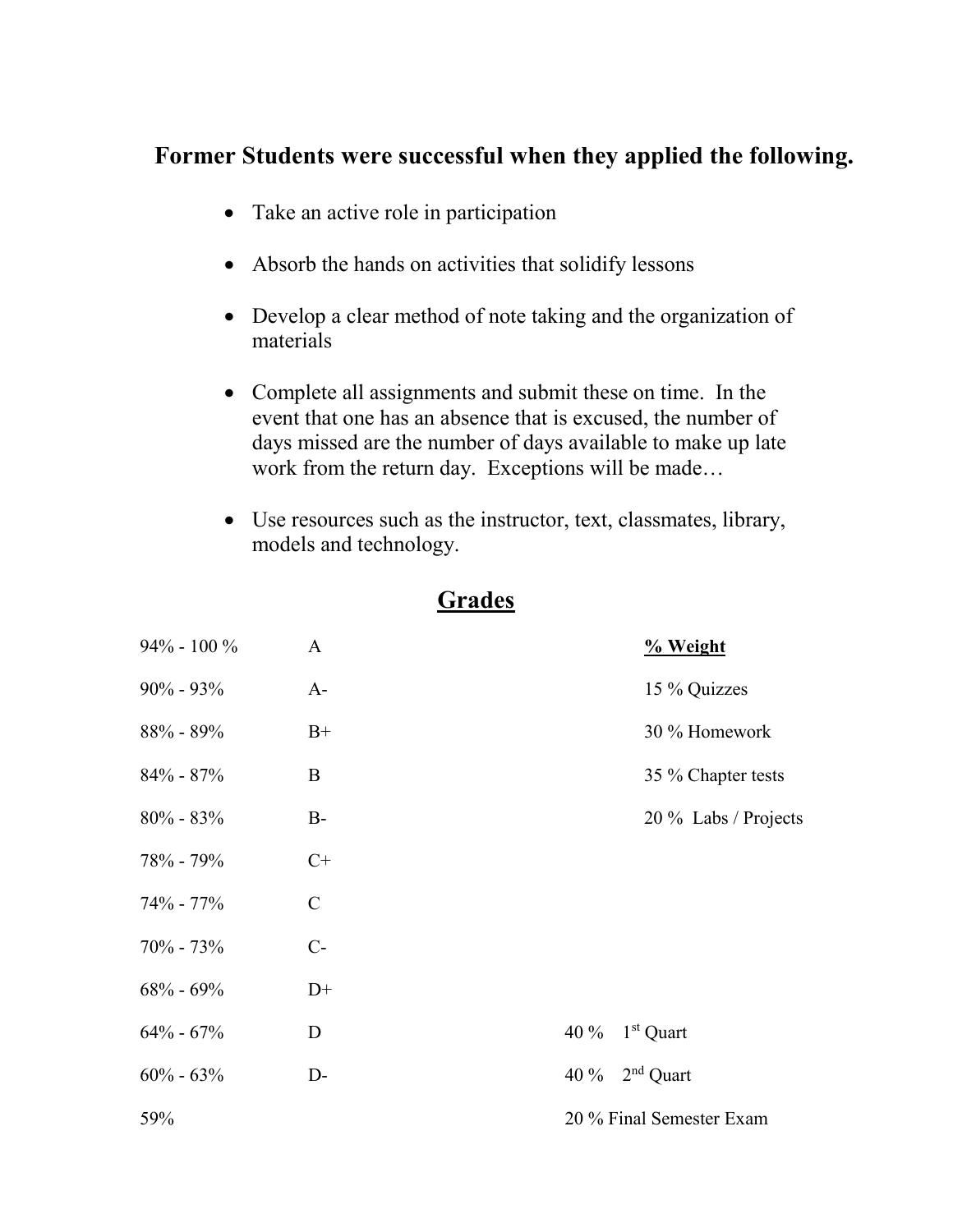**Former Students were successful when they applied the following.**

- Take an active role in participation
- Absorb the hands on activities that solidify lessons
- Develop a clear method of note taking and the organization of materials
- Complete all assignments and submit these on time. In the event that one has an absence that is excused, the number of days missed are the number of days available to make up late work from the return day. Exceptions will be made…
- Use resources such as the instructor, text, classmates, library, models and technology.

## Grades

| | | | |
|---|---|---|---|
| 94% - 100 % | A | | **% Weight** |
| 90% - 93% | A- | | 15 % Quizzes |
| 88% - 89% | B+ | | 30 % Homework |
| 84% - 87% | B | | 35 % Chapter tests |
| 80% - 83% | B- | | 20 % Labs / Projects |
| 78% - 79% | C+ | | |
| 74% - 77% | C | | |
| 70% - 73% | C- | | |
| 68% - 69% | D+ | | |
| 64% - 67% | D | 40 % 1st Quart | |
| 60% - 63% | D- | 40 % 2nd Quart | |
| 59% | | 20 % Final Semester Exam | |